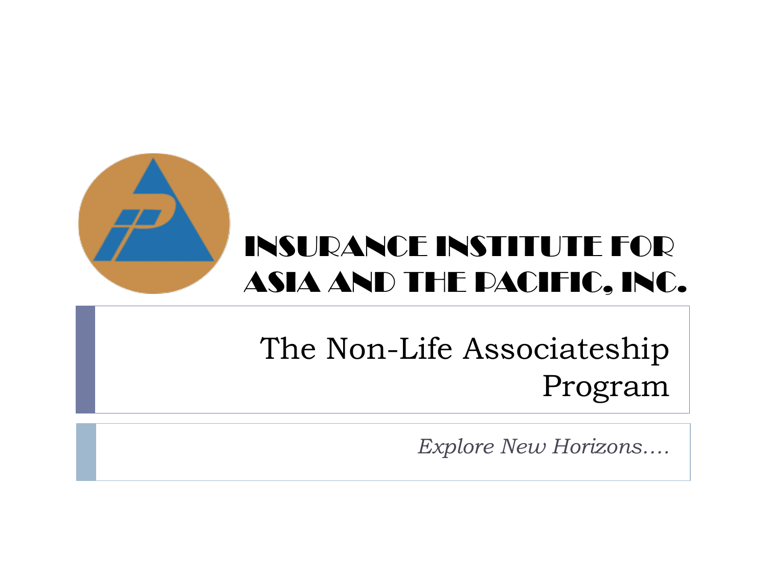# INSURANCE INSTITUTE FOR ASIA AND THE PACIFIC, INC.

## The Non-Life Associateship Program

*Explore New Horizons….*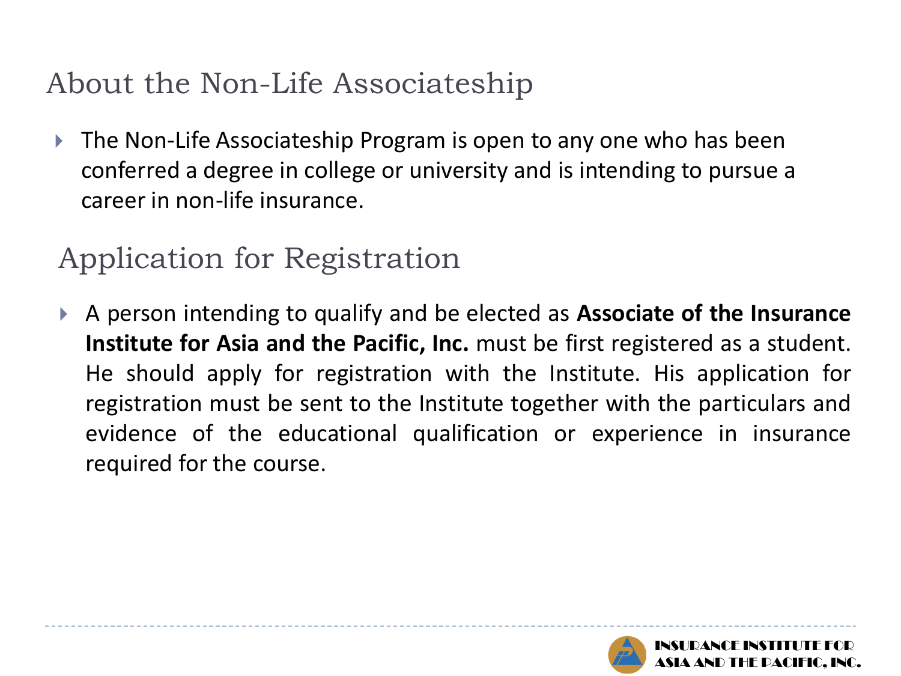## About the Non-Life Associateship

- The Non-Life Associateship Program is open to any one who has been conferred a degree in college or university and is intending to pursue a career in non-life insurance.

## Application for Registration

- A person intending to qualify and be elected as **Associate of the Insurance Institute for Asia and the Pacific, Inc.** must be first registered as a student. He should apply for registration with the Institute. His application for registration must be sent to the Institute together with the particulars and evidence of the educational qualification or experience in insurance required for the course.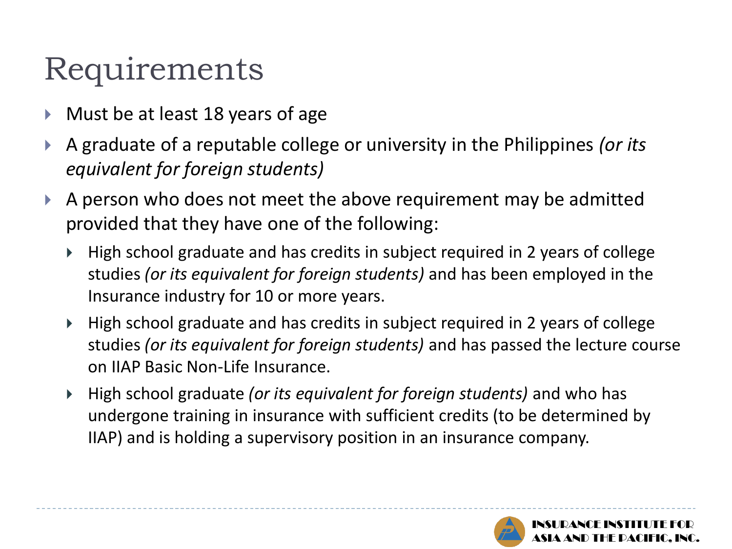# Requirements

- Must be at least 18 years of age
- A graduate of a reputable college or university in the Philippines *(or its equivalent for foreign students)*
- A person who does not meet the above requirement may be admitted provided that they have one of the following:
  - High school graduate and has credits in subject required in 2 years of college studies *(or its equivalent for foreign students)* and has been employed in the Insurance industry for 10 or more years.
  - High school graduate and has credits in subject required in 2 years of college studies *(or its equivalent for foreign students)* and has passed the lecture course on IIAP Basic Non-Life Insurance.
  - High school graduate *(or its equivalent for foreign students)* and who has undergone training in insurance with sufficient credits (to be determined by IIAP) and is holding a supervisory position in an insurance company.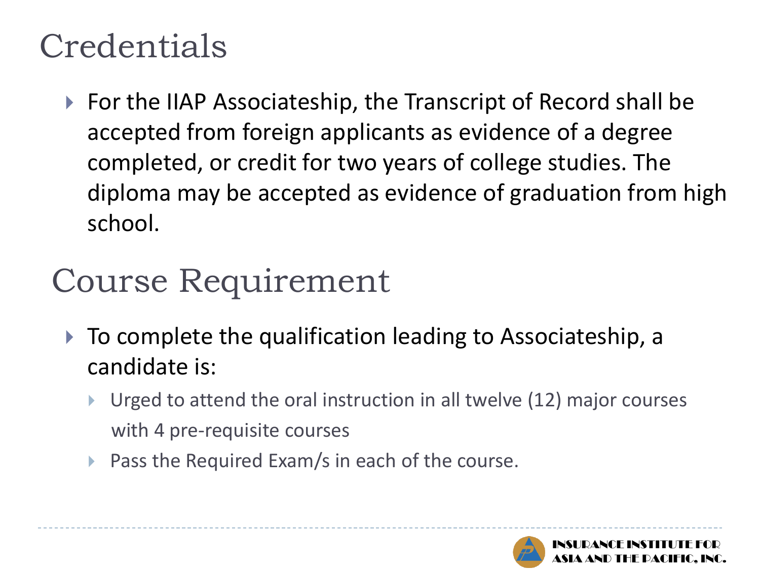# Credentials

- For the IIAP Associateship, the Transcript of Record shall be accepted from foreign applicants as evidence of a degree completed, or credit for two years of college studies. The diploma may be accepted as evidence of graduation from high school.

# Course Requirement

- To complete the qualification leading to Associateship, a candidate is:
  - Urged to attend the oral instruction in all twelve (12) major courses with 4 pre-requisite courses
  - Pass the Required Exam/s in each of the course.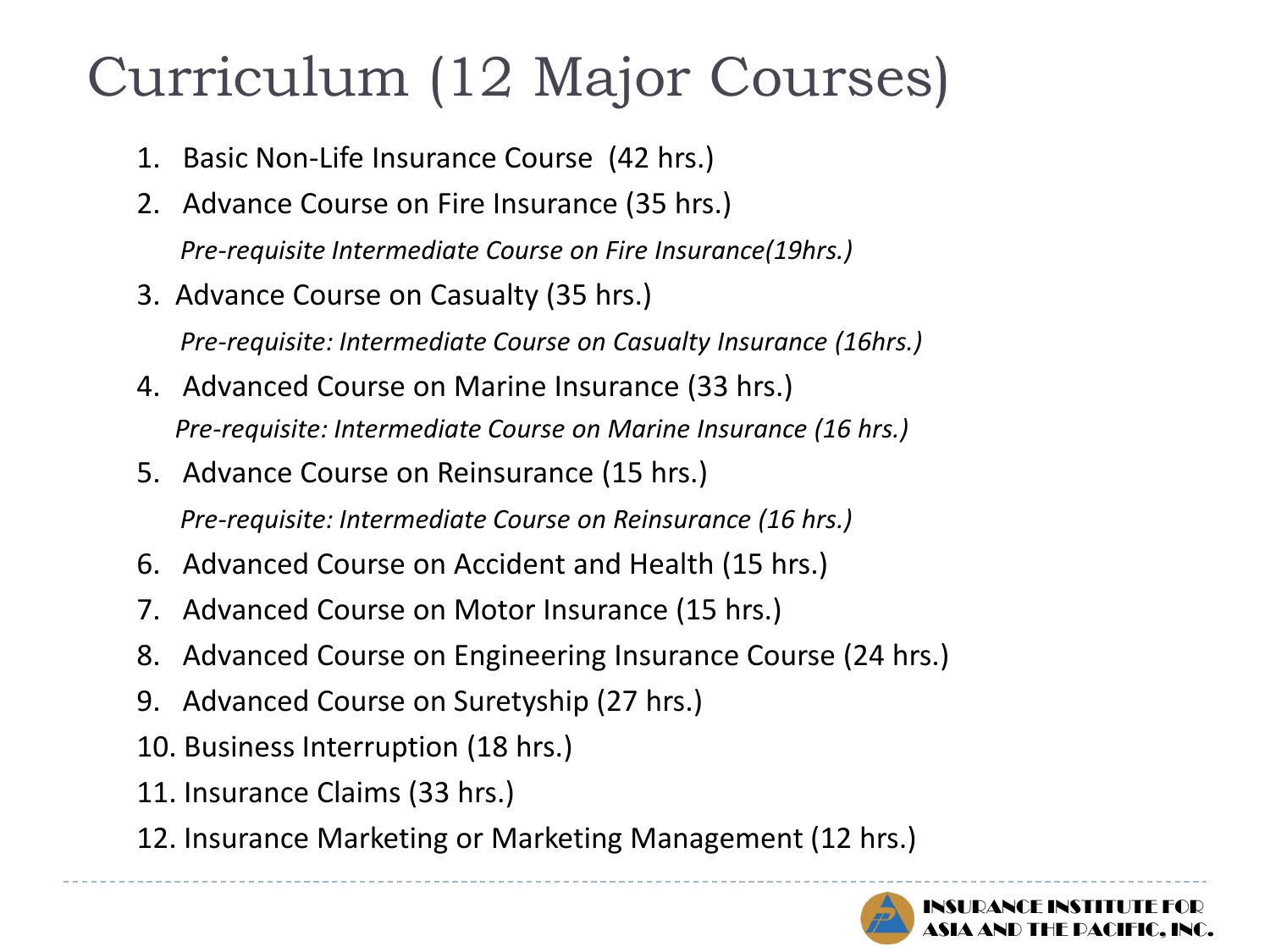# Curriculum (12 Major Courses)

1. Basic Non-Life Insurance Course (42 hrs.)
2. Advance Course on Fire Insurance (35 hrs.)
   *Pre-requisite Intermediate Course on Fire Insurance(19hrs.)*
3. Advance Course on Casualty (35 hrs.)
   *Pre-requisite: Intermediate Course on Casualty Insurance (16hrs.)*
4. Advanced Course on Marine Insurance (33 hrs.)
   *Pre-requisite: Intermediate Course on Marine Insurance (16 hrs.)*
5. Advance Course on Reinsurance (15 hrs.)
   *Pre-requisite: Intermediate Course on Reinsurance (16 hrs.)*
6. Advanced Course on Accident and Health (15 hrs.)
7. Advanced Course on Motor Insurance (15 hrs.)
8. Advanced Course on Engineering Insurance Course (24 hrs.)
9. Advanced Course on Suretyship (27 hrs.)
10. Business Interruption (18 hrs.)
11. Insurance Claims (33 hrs.)
12. Insurance Marketing or Marketing Management (12 hrs.)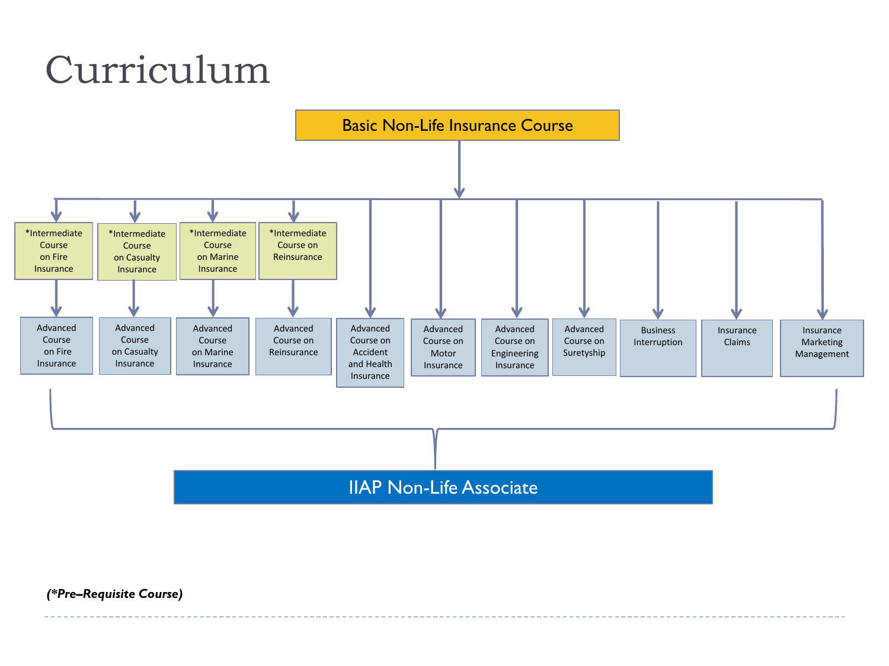# Curriculum

**Basic Non-Life Insurance Course**

- *Intermediate Course on Fire Insurance
  - Advanced Course on Fire Insurance
- *Intermediate Course on Casualty Insurance
  - Advanced Course on Casualty Insurance
- *Intermediate Course on Marine Insurance
  - Advanced Course on Marine Insurance
- *Intermediate Course on Reinsurance
  - Advanced Course on Reinsurance
- Advanced Course on Accident and Health Insurance
- Advanced Course on Motor Insurance
- Advanced Course on Engineering Insurance
- Advanced Course on Suretyship
- Business Interruption
- Insurance Claims
- Insurance Marketing Management

**IIAP Non-Life Associate**

***(*Pre–Requisite Course)***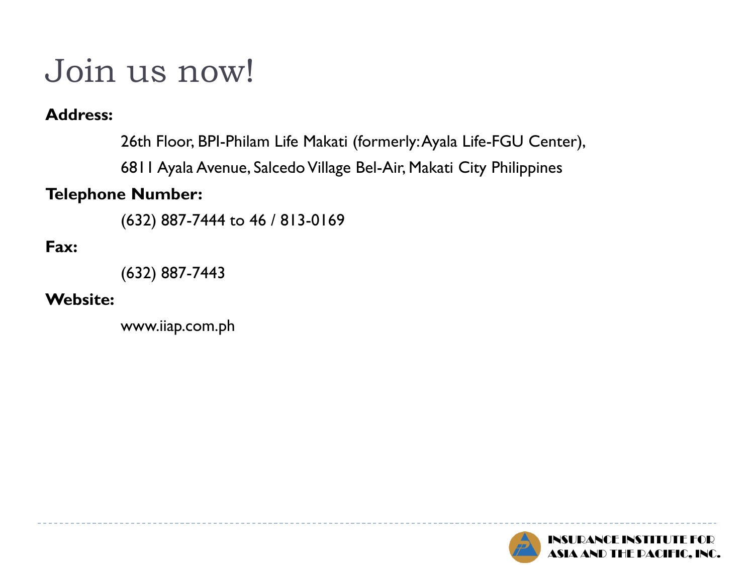# Join us now!

**Address:**

26th Floor, BPI-Philam Life Makati (formerly: Ayala Life-FGU Center),

6811 Ayala Avenue, Salcedo Village Bel-Air, Makati City Philippines

**Telephone Number:**

(632) 887-7444 to 46 / 813-0169

**Fax:**

(632) 887-7443

**Website:**

www.iiap.com.ph